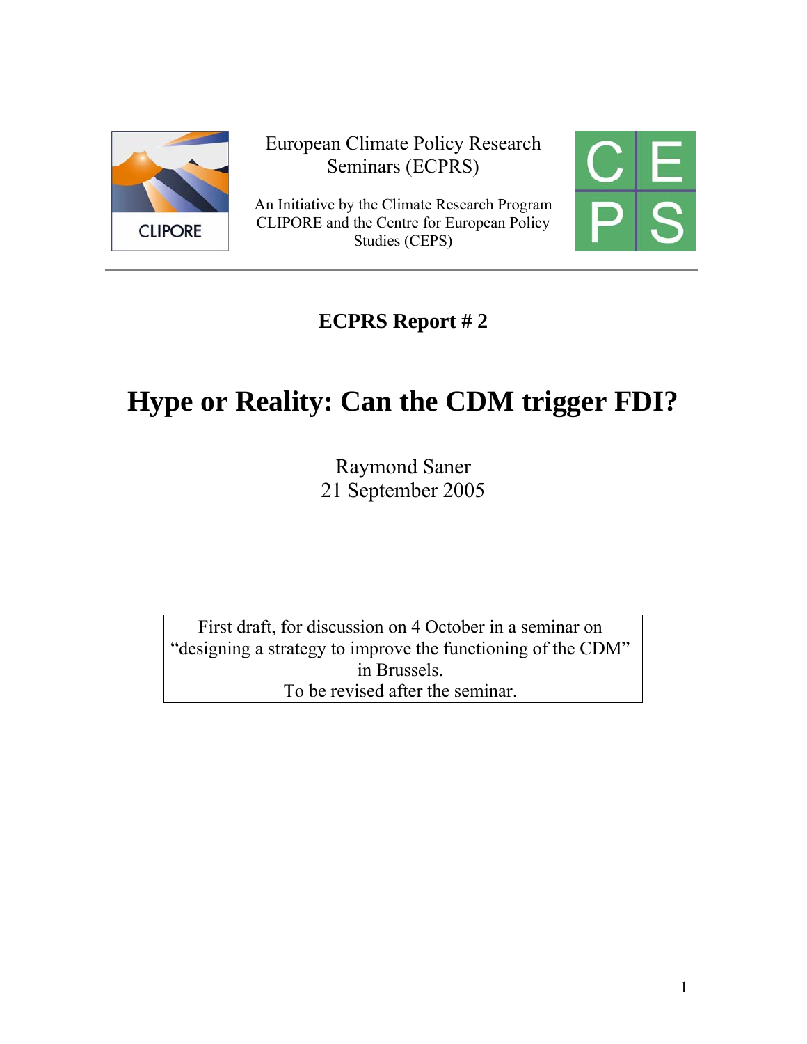European Climate Policy Research Seminars (ECPRS)

An Initiative by the Climate Research Program CLIPORE and the Centre for European Policy Studies (CEPS)

**ECPRS Report # 2**

# Hype or Reality: Can the CDM trigger FDI?

Raymond Saner
21 September 2005

First draft, for discussion on 4 October in a seminar on "designing a strategy to improve the functioning of the CDM" in Brussels.
To be revised after the seminar.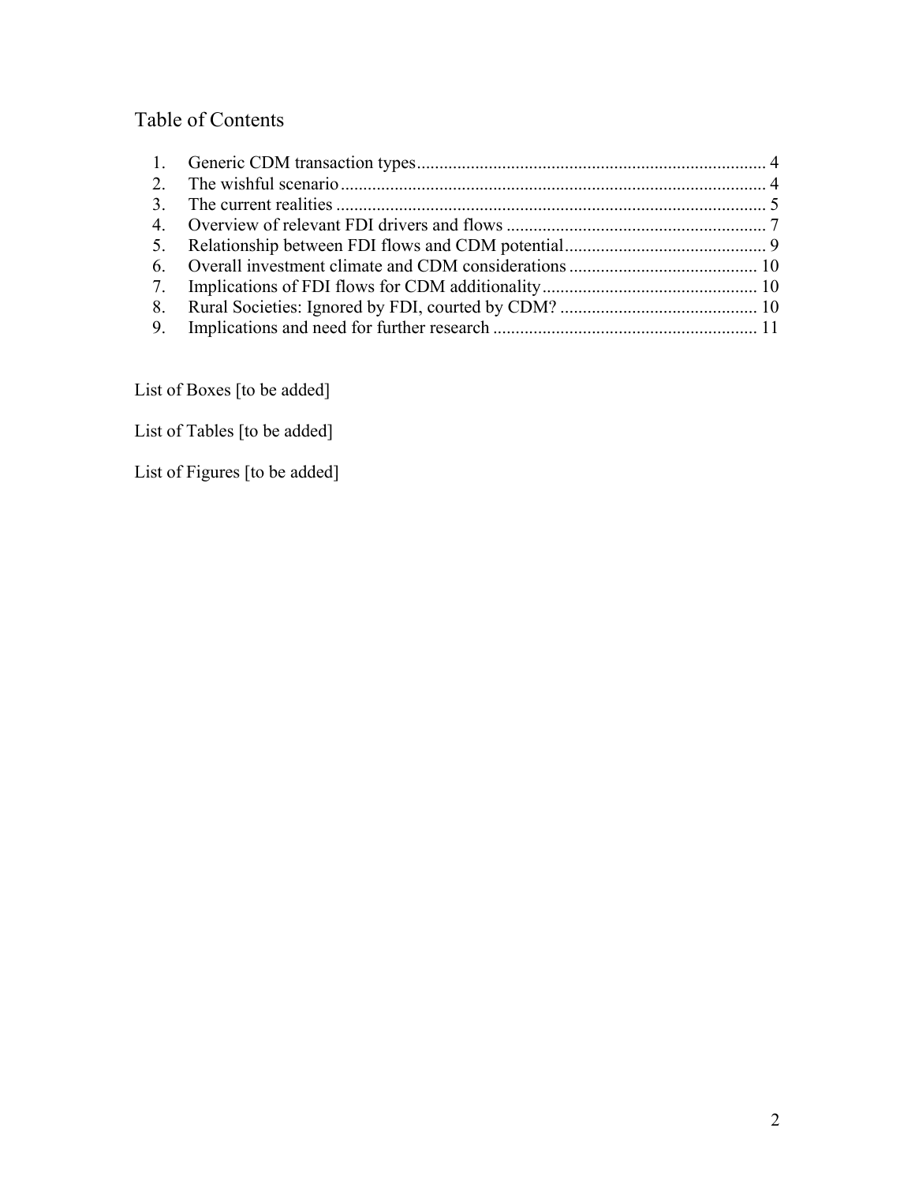## Table of Contents

1. Generic CDM transaction types ............................................................................. 4
2. The wishful scenario ............................................................................................... 4
3. The current realities ............................................................................................... 5
4. Overview of relevant FDI drivers and flows ......................................................... 7
5. Relationship between FDI flows and CDM potential ............................................ 9
6. Overall investment climate and CDM considerations ......................................... 10
7. Implications of FDI flows for CDM additionality ................................................ 10
8. Rural Societies: Ignored by FDI, courted by CDM? ............................................ 10
9. Implications and need for further research .......................................................... 11

List of Boxes [to be added]

List of Tables [to be added]

List of Figures [to be added]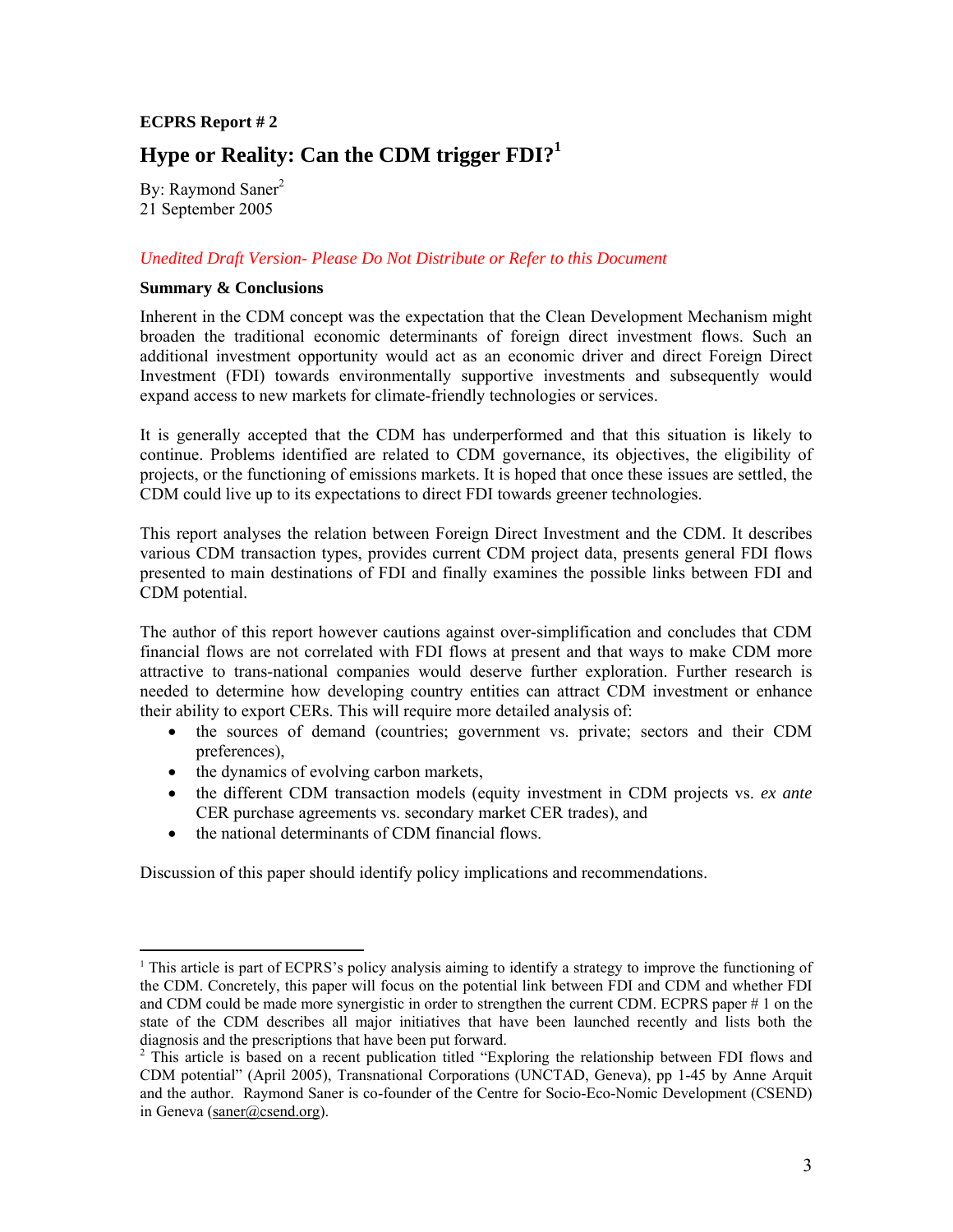**ECPRS Report # 2**

# Hype or Reality: Can the CDM trigger FDI?[1]

By: Raymond Saner[2]
21 September 2005

*Unedited Draft Version- Please Do Not Distribute or Refer to this Document*

**Summary & Conclusions**

Inherent in the CDM concept was the expectation that the Clean Development Mechanism might broaden the traditional economic determinants of foreign direct investment flows. Such an additional investment opportunity would act as an economic driver and direct Foreign Direct Investment (FDI) towards environmentally supportive investments and subsequently would expand access to new markets for climate-friendly technologies or services.

It is generally accepted that the CDM has underperformed and that this situation is likely to continue. Problems identified are related to CDM governance, its objectives, the eligibility of projects, or the functioning of emissions markets. It is hoped that once these issues are settled, the CDM could live up to its expectations to direct FDI towards greener technologies.

This report analyses the relation between Foreign Direct Investment and the CDM. It describes various CDM transaction types, provides current CDM project data, presents general FDI flows presented to main destinations of FDI and finally examines the possible links between FDI and CDM potential.

The author of this report however cautions against over-simplification and concludes that CDM financial flows are not correlated with FDI flows at present and that ways to make CDM more attractive to trans-national companies would deserve further exploration. Further research is needed to determine how developing country entities can attract CDM investment or enhance their ability to export CERs. This will require more detailed analysis of:

- the sources of demand (countries; government vs. private; sectors and their CDM preferences),
- the dynamics of evolving carbon markets,
- the different CDM transaction models (equity investment in CDM projects vs. *ex ante* CER purchase agreements vs. secondary market CER trades), and
- the national determinants of CDM financial flows.

Discussion of this paper should identify policy implications and recommendations.

---

[1] This article is part of ECPRS's policy analysis aiming to identify a strategy to improve the functioning of the CDM. Concretely, this paper will focus on the potential link between FDI and CDM and whether FDI and CDM could be made more synergistic in order to strengthen the current CDM. ECPRS paper # 1 on the state of the CDM describes all major initiatives that have been launched recently and lists both the diagnosis and the prescriptions that have been put forward.

[2] This article is based on a recent publication titled "Exploring the relationship between FDI flows and CDM potential" (April 2005), Transnational Corporations (UNCTAD, Geneva), pp 1-45 by Anne Arquit and the author. Raymond Saner is co-founder of the Centre for Socio-Eco-Nomic Development (CSEND) in Geneva (saner@csend.org).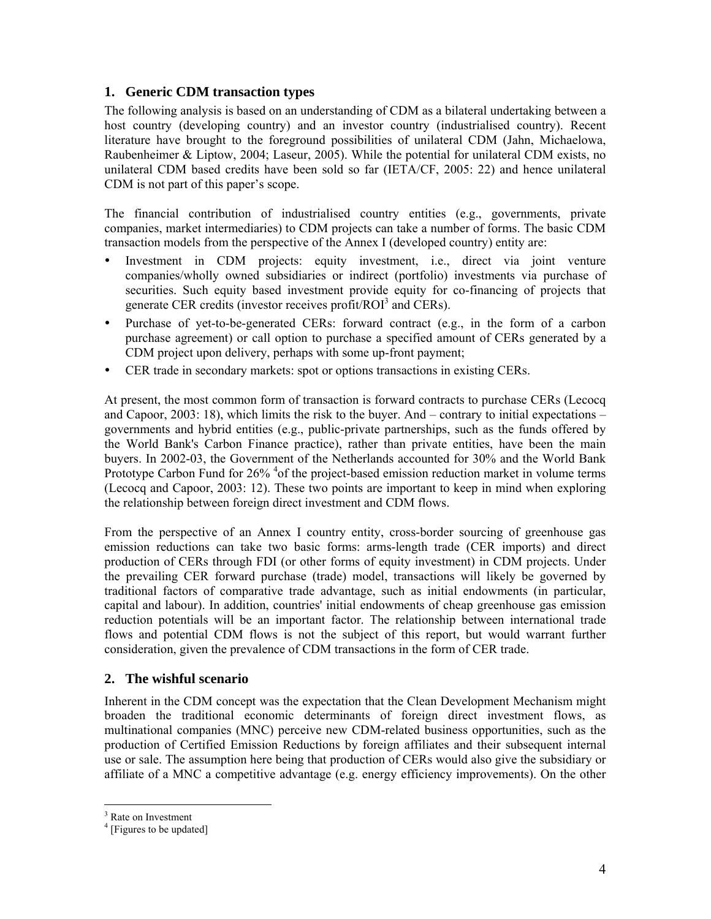## 1. Generic CDM transaction types

The following analysis is based on an understanding of CDM as a bilateral undertaking between a host country (developing country) and an investor country (industrialised country). Recent literature have brought to the foreground possibilities of unilateral CDM (Jahn, Michaelowa, Raubenheimer & Liptow, 2004; Laseur, 2005). While the potential for unilateral CDM exists, no unilateral CDM based credits have been sold so far (IETA/CF, 2005: 22) and hence unilateral CDM is not part of this paper's scope.

The financial contribution of industrialised country entities (e.g., governments, private companies, market intermediaries) to CDM projects can take a number of forms. The basic CDM transaction models from the perspective of the Annex I (developed country) entity are:

- Investment in CDM projects: equity investment, i.e., direct via joint venture companies/wholly owned subsidiaries or indirect (portfolio) investments via purchase of securities. Such equity based investment provide equity for co-financing of projects that generate CER credits (investor receives profit/ROI[3] and CERs).
- Purchase of yet-to-be-generated CERs: forward contract (e.g., in the form of a carbon purchase agreement) or call option to purchase a specified amount of CERs generated by a CDM project upon delivery, perhaps with some up-front payment;
- CER trade in secondary markets: spot or options transactions in existing CERs.

At present, the most common form of transaction is forward contracts to purchase CERs (Lecocq and Capoor, 2003: 18), which limits the risk to the buyer. And – contrary to initial expectations – governments and hybrid entities (e.g., public-private partnerships, such as the funds offered by the World Bank's Carbon Finance practice), rather than private entities, have been the main buyers. In 2002-03, the Government of the Netherlands accounted for 30% and the World Bank Prototype Carbon Fund for 26% [4]of the project-based emission reduction market in volume terms (Lecocq and Capoor, 2003: 12). These two points are important to keep in mind when exploring the relationship between foreign direct investment and CDM flows.

From the perspective of an Annex I country entity, cross-border sourcing of greenhouse gas emission reductions can take two basic forms: arms-length trade (CER imports) and direct production of CERs through FDI (or other forms of equity investment) in CDM projects. Under the prevailing CER forward purchase (trade) model, transactions will likely be governed by traditional factors of comparative trade advantage, such as initial endowments (in particular, capital and labour). In addition, countries' initial endowments of cheap greenhouse gas emission reduction potentials will be an important factor. The relationship between international trade flows and potential CDM flows is not the subject of this report, but would warrant further consideration, given the prevalence of CDM transactions in the form of CER trade.

## 2. The wishful scenario

Inherent in the CDM concept was the expectation that the Clean Development Mechanism might broaden the traditional economic determinants of foreign direct investment flows, as multinational companies (MNC) perceive new CDM-related business opportunities, such as the production of Certified Emission Reductions by foreign affiliates and their subsequent internal use or sale. The assumption here being that production of CERs would also give the subsidiary or affiliate of a MNC a competitive advantage (e.g. energy efficiency improvements). On the other

[3] Rate on Investment

[4] [Figures to be updated]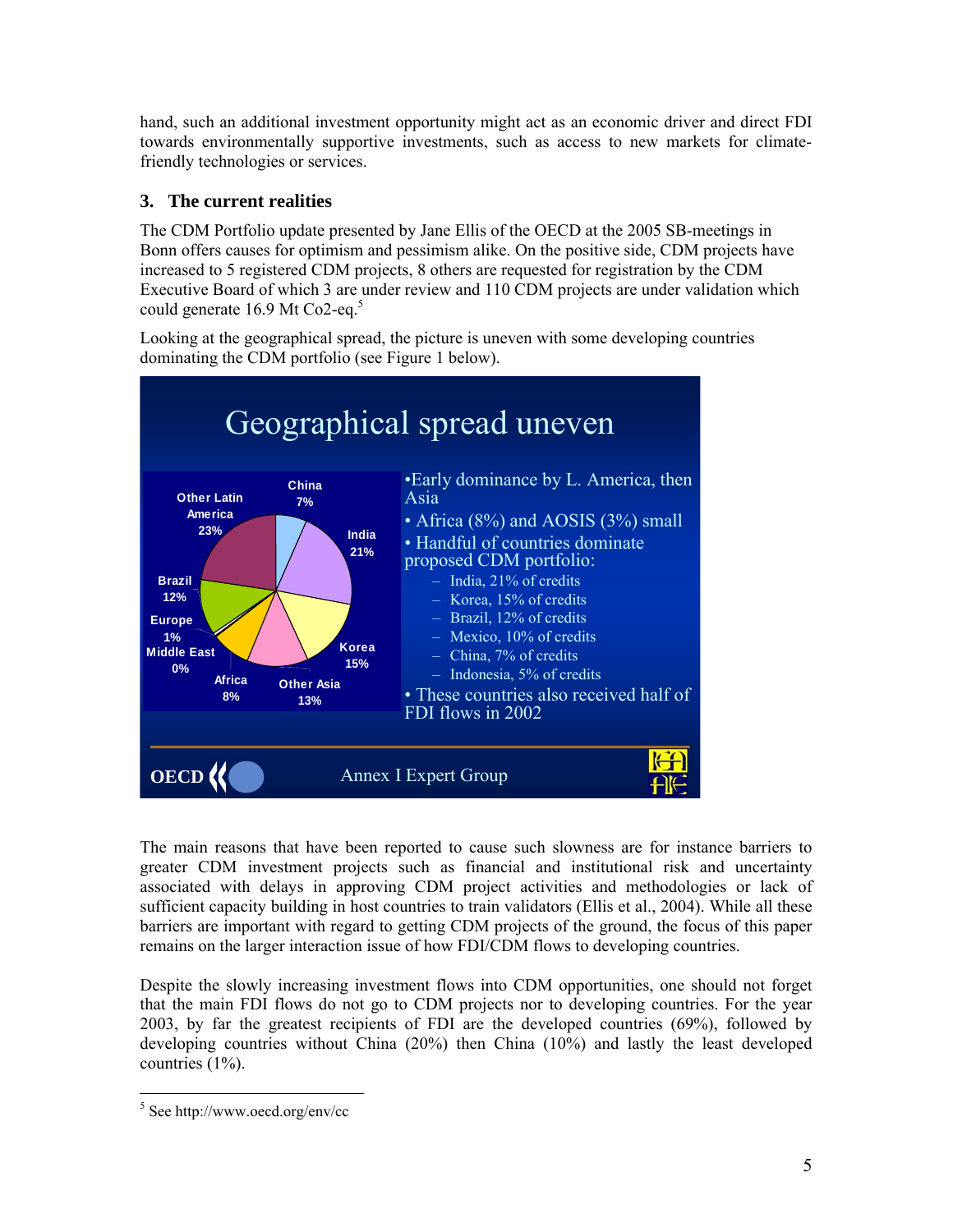hand, such an additional investment opportunity might act as an economic driver and direct FDI towards environmentally supportive investments, such as access to new markets for climate-friendly technologies or services.

## 3. The current realities

The CDM Portfolio update presented by Jane Ellis of the OECD at the 2005 SB-meetings in Bonn offers causes for optimism and pessimism alike. On the positive side, CDM projects have increased to 5 registered CDM projects, 8 others are requested for registration by the CDM Executive Board of which 3 are under review and 110 CDM projects are under validation which could generate 16.9 Mt Co2-eq.[5]

Looking at the geographical spread, the picture is uneven with some developing countries dominating the CDM portfolio (see Figure 1 below).

**Geographical spread uneven**

Pie chart: Other Latin America 23%; China 7%; India 21%; Korea 15%; Other Asia 13%; Africa 8%; Middle East 0%; Europe 1%; Brazil 12%

- Early dominance by L. America, then Asia
- Africa (8%) and AOSIS (3%) small
- Handful of countries dominate proposed CDM portfolio:
  - India, 21% of credits
  - Korea, 15% of credits
  - Brazil, 12% of credits
  - Mexico, 10% of credits
  - China, 7% of credits
  - Indonesia, 5% of credits
- These countries also received half of FDI flows in 2002

OECD — Annex I Expert Group

The main reasons that have been reported to cause such slowness are for instance barriers to greater CDM investment projects such as financial and institutional risk and uncertainty associated with delays in approving CDM project activities and methodologies or lack of sufficient capacity building in host countries to train validators (Ellis et al., 2004). While all these barriers are important with regard to getting CDM projects of the ground, the focus of this paper remains on the larger interaction issue of how FDI/CDM flows to developing countries.

Despite the slowly increasing investment flows into CDM opportunities, one should not forget that the main FDI flows do not go to CDM projects nor to developing countries. For the year 2003, by far the greatest recipients of FDI are the developed countries (69%), followed by developing countries without China (20%) then China (10%) and lastly the least developed countries (1%).

[5] See http://www.oecd.org/env/cc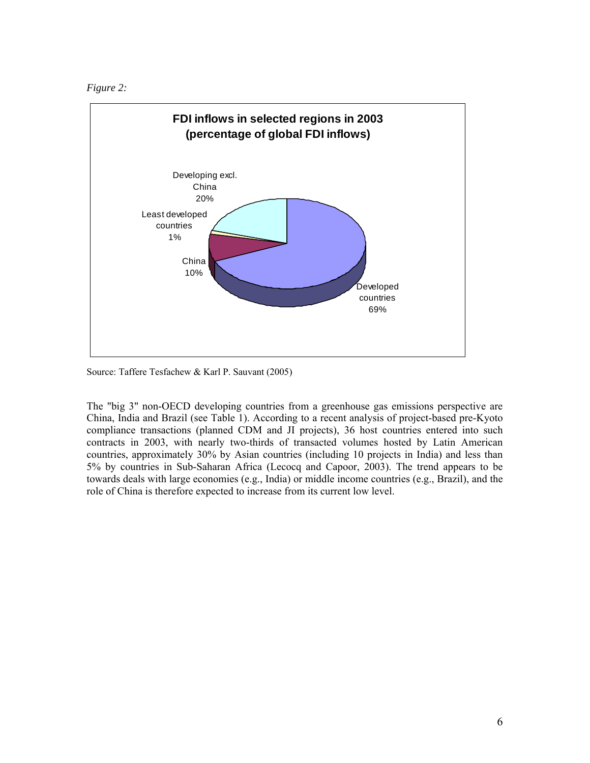*Figure 2:*

**FDI inflows in selected regions in 2003 (percentage of global FDI inflows)**

Developing excl. China 20%

Least developed countries 1%

China 10%

Developed countries 69%

Source: Taffere Tesfachew & Karl P. Sauvant (2005)

The "big 3" non-OECD developing countries from a greenhouse gas emissions perspective are China, India and Brazil (see Table 1). According to a recent analysis of project-based pre-Kyoto compliance transactions (planned CDM and JI projects), 36 host countries entered into such contracts in 2003, with nearly two-thirds of transacted volumes hosted by Latin American countries, approximately 30% by Asian countries (including 10 projects in India) and less than 5% by countries in Sub-Saharan Africa (Lecocq and Capoor, 2003). The trend appears to be towards deals with large economies (e.g., India) or middle income countries (e.g., Brazil), and the role of China is therefore expected to increase from its current low level.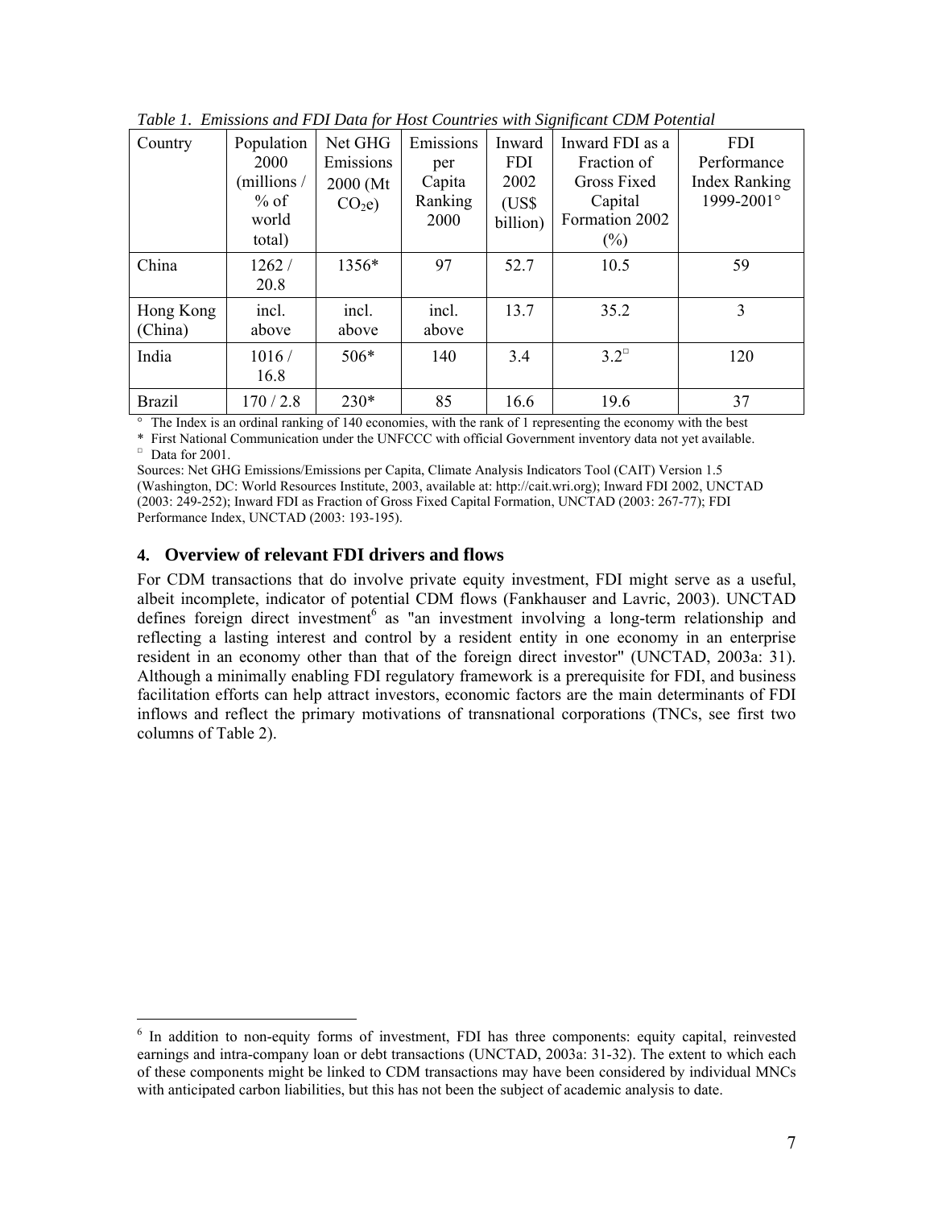*Table 1. Emissions and FDI Data for Host Countries with Significant CDM Potential*

| Country | Population 2000 (millions / % of world total) | Net GHG Emissions 2000 (Mt $CO_2e$) | Emissions per Capita Ranking 2000 | Inward FDI 2002 (US$ billion) | Inward FDI as a Fraction of Gross Fixed Capital Formation 2002 (%) | FDI Performance Index Ranking 1999-2001° |
|---|---|---|---|---|---|---|
| China | 1262 / 20.8 | 1356* | 97 | 52.7 | 10.5 | 59 |
| Hong Kong (China) | incl. above | incl. above | incl. above | 13.7 | 35.2 | 3 |
| India | 1016 / 16.8 | 506* | 140 | 3.4 | 3.2□ | 120 |
| Brazil | 170 / 2.8 | 230* | 85 | 16.6 | 19.6 | 37 |

° The Index is an ordinal ranking of 140 economies, with the rank of 1 representing the economy with the best

\* First National Communication under the UNFCCC with official Government inventory data not yet available.

□ Data for 2001.

Sources: Net GHG Emissions/Emissions per Capita, Climate Analysis Indicators Tool (CAIT) Version 1.5 (Washington, DC: World Resources Institute, 2003, available at: http://cait.wri.org); Inward FDI 2002, UNCTAD (2003: 249-252); Inward FDI as Fraction of Gross Fixed Capital Formation, UNCTAD (2003: 267-77); FDI Performance Index, UNCTAD (2003: 193-195).

## 4. Overview of relevant FDI drivers and flows

For CDM transactions that do involve private equity investment, FDI might serve as a useful, albeit incomplete, indicator of potential CDM flows (Fankhauser and Lavric, 2003). UNCTAD defines foreign direct investment[6] as "an investment involving a long-term relationship and reflecting a lasting interest and control by a resident entity in one economy in an enterprise resident in an economy other than that of the foreign direct investor" (UNCTAD, 2003a: 31). Although a minimally enabling FDI regulatory framework is a prerequisite for FDI, and business facilitation efforts can help attract investors, economic factors are the main determinants of FDI inflows and reflect the primary motivations of transnational corporations (TNCs, see first two columns of Table 2).

[6] In addition to non-equity forms of investment, FDI has three components: equity capital, reinvested earnings and intra-company loan or debt transactions (UNCTAD, 2003a: 31-32). The extent to which each of these components might be linked to CDM transactions may have been considered by individual MNCs with anticipated carbon liabilities, but this has not been the subject of academic analysis to date.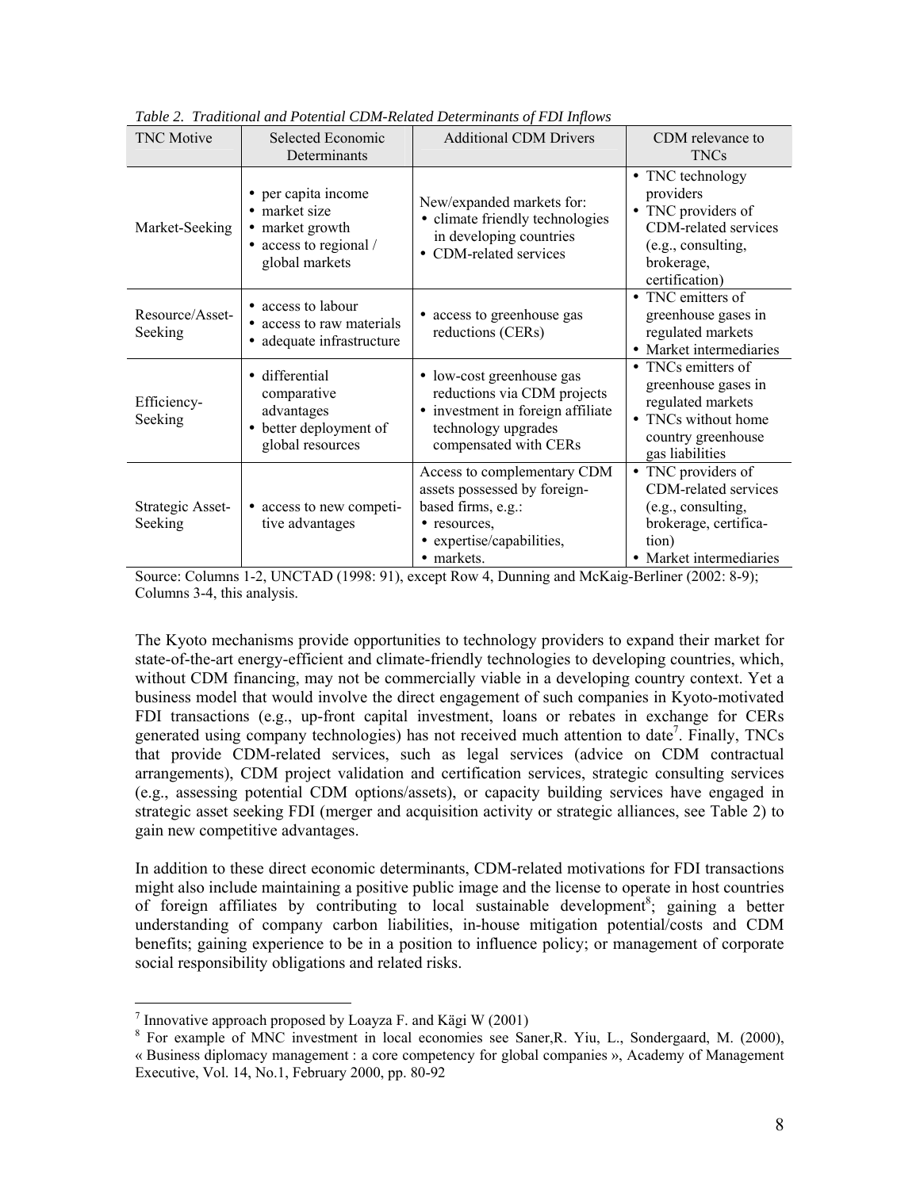*Table 2. Traditional and Potential CDM-Related Determinants of FDI Inflows*

| TNC Motive | Selected Economic Determinants | Additional CDM Drivers | CDM relevance to TNCs |
|---|---|---|---|
| Market-Seeking | • per capita income<br>• market size<br>• market growth<br>• access to regional / global markets | New/expanded markets for:<br>• climate friendly technologies in developing countries<br>• CDM-related services | • TNC technology providers<br>• TNC providers of CDM-related services (e.g., consulting, brokerage, certification) |
| Resource/Asset-Seeking | • access to labour<br>• access to raw materials<br>• adequate infrastructure | • access to greenhouse gas reductions (CERs) | • TNC emitters of greenhouse gases in regulated markets<br>• Market intermediaries |
| Efficiency-Seeking | • differential comparative advantages<br>• better deployment of global resources | • low-cost greenhouse gas reductions via CDM projects<br>• investment in foreign affiliate technology upgrades compensated with CERs | • TNCs emitters of greenhouse gases in regulated markets<br>• TNCs without home country greenhouse gas liabilities |
| Strategic Asset-Seeking | • access to new competitive advantages | Access to complementary CDM assets possessed by foreign-based firms, e.g.:<br>• resources,<br>• expertise/capabilities,<br>• markets. | • TNC providers of CDM-related services (e.g., consulting, brokerage, certification)<br>• Market intermediaries |

Source: Columns 1-2, UNCTAD (1998: 91), except Row 4, Dunning and McKaig-Berliner (2002: 8-9); Columns 3-4, this analysis.

The Kyoto mechanisms provide opportunities to technology providers to expand their market for state-of-the-art energy-efficient and climate-friendly technologies to developing countries, which, without CDM financing, may not be commercially viable in a developing country context. Yet a business model that would involve the direct engagement of such companies in Kyoto-motivated FDI transactions (e.g., up-front capital investment, loans or rebates in exchange for CERs generated using company technologies) has not received much attention to date[7]. Finally, TNCs that provide CDM-related services, such as legal services (advice on CDM contractual arrangements), CDM project validation and certification services, strategic consulting services (e.g., assessing potential CDM options/assets), or capacity building services have engaged in strategic asset seeking FDI (merger and acquisition activity or strategic alliances, see Table 2) to gain new competitive advantages.

In addition to these direct economic determinants, CDM-related motivations for FDI transactions might also include maintaining a positive public image and the license to operate in host countries of foreign affiliates by contributing to local sustainable development[8]; gaining a better understanding of company carbon liabilities, in-house mitigation potential/costs and CDM benefits; gaining experience to be in a position to influence policy; or management of corporate social responsibility obligations and related risks.

---

[7] Innovative approach proposed by Loayza F. and Kägi W (2001)

[8] For example of MNC investment in local economies see Saner,R. Yiu, L., Sondergaard, M. (2000), « Business diplomacy management : a core competency for global companies », Academy of Management Executive, Vol. 14, No.1, February 2000, pp. 80-92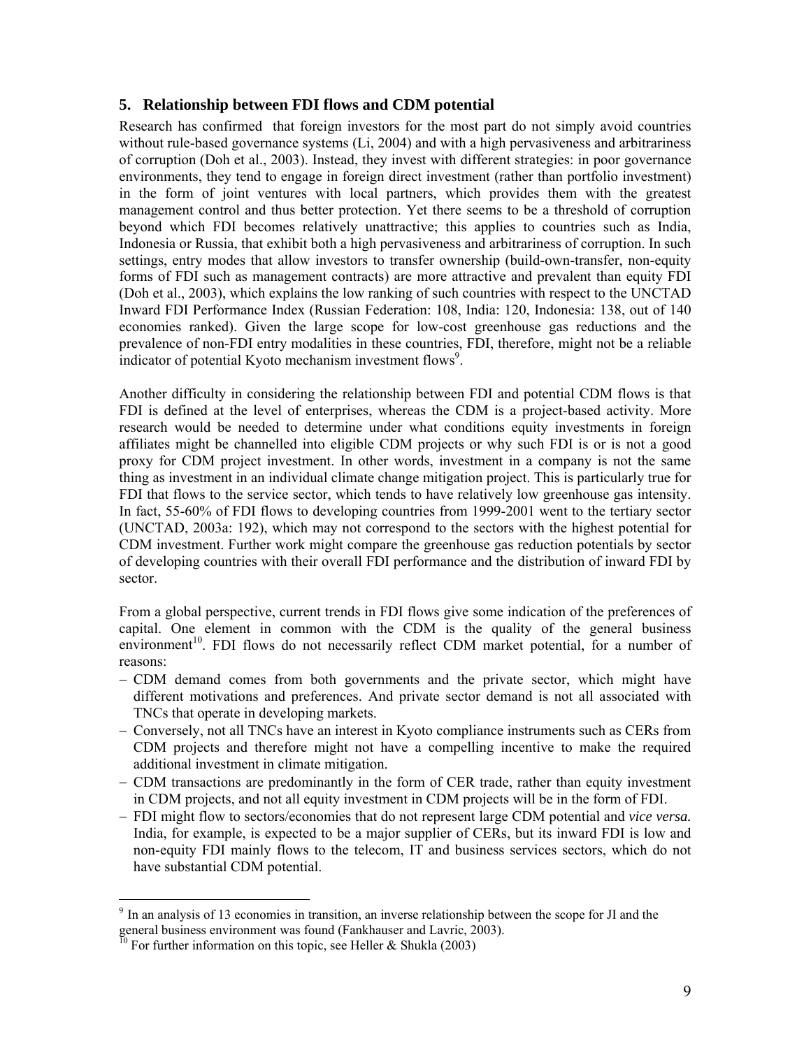## 5. Relationship between FDI flows and CDM potential

Research has confirmed that foreign investors for the most part do not simply avoid countries without rule-based governance systems (Li, 2004) and with a high pervasiveness and arbitrariness of corruption (Doh et al., 2003). Instead, they invest with different strategies: in poor governance environments, they tend to engage in foreign direct investment (rather than portfolio investment) in the form of joint ventures with local partners, which provides them with the greatest management control and thus better protection. Yet there seems to be a threshold of corruption beyond which FDI becomes relatively unattractive; this applies to countries such as India, Indonesia or Russia, that exhibit both a high pervasiveness and arbitrariness of corruption. In such settings, entry modes that allow investors to transfer ownership (build-own-transfer, non-equity forms of FDI such as management contracts) are more attractive and prevalent than equity FDI (Doh et al., 2003), which explains the low ranking of such countries with respect to the UNCTAD Inward FDI Performance Index (Russian Federation: 108, India: 120, Indonesia: 138, out of 140 economies ranked). Given the large scope for low-cost greenhouse gas reductions and the prevalence of non-FDI entry modalities in these countries, FDI, therefore, might not be a reliable indicator of potential Kyoto mechanism investment flows[9].

Another difficulty in considering the relationship between FDI and potential CDM flows is that FDI is defined at the level of enterprises, whereas the CDM is a project-based activity. More research would be needed to determine under what conditions equity investments in foreign affiliates might be channelled into eligible CDM projects or why such FDI is or is not a good proxy for CDM project investment. In other words, investment in a company is not the same thing as investment in an individual climate change mitigation project. This is particularly true for FDI that flows to the service sector, which tends to have relatively low greenhouse gas intensity. In fact, 55-60% of FDI flows to developing countries from 1999-2001 went to the tertiary sector (UNCTAD, 2003a: 192), which may not correspond to the sectors with the highest potential for CDM investment. Further work might compare the greenhouse gas reduction potentials by sector of developing countries with their overall FDI performance and the distribution of inward FDI by sector.

From a global perspective, current trends in FDI flows give some indication of the preferences of capital. One element in common with the CDM is the quality of the general business environment[10]. FDI flows do not necessarily reflect CDM market potential, for a number of reasons:

- CDM demand comes from both governments and the private sector, which might have different motivations and preferences. And private sector demand is not all associated with TNCs that operate in developing markets.
- Conversely, not all TNCs have an interest in Kyoto compliance instruments such as CERs from CDM projects and therefore might not have a compelling incentive to make the required additional investment in climate mitigation.
- CDM transactions are predominantly in the form of CER trade, rather than equity investment in CDM projects, and not all equity investment in CDM projects will be in the form of FDI.
- FDI might flow to sectors/economies that do not represent large CDM potential and *vice versa.* India, for example, is expected to be a major supplier of CERs, but its inward FDI is low and non-equity FDI mainly flows to the telecom, IT and business services sectors, which do not have substantial CDM potential.

[9] In an analysis of 13 economies in transition, an inverse relationship between the scope for JI and the general business environment was found (Fankhauser and Lavric, 2003).

[10] For further information on this topic, see Heller & Shukla (2003)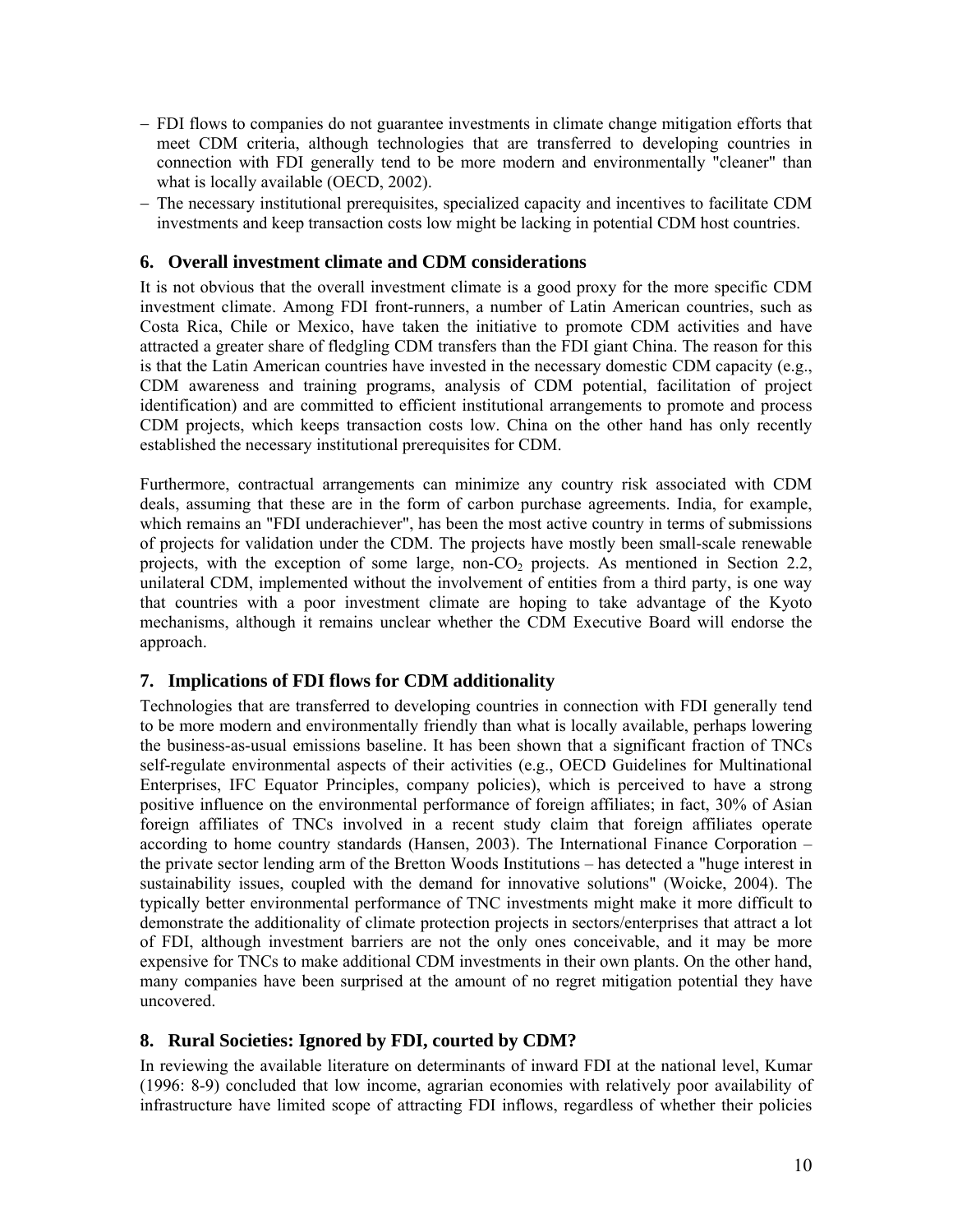- FDI flows to companies do not guarantee investments in climate change mitigation efforts that meet CDM criteria, although technologies that are transferred to developing countries in connection with FDI generally tend to be more modern and environmentally "cleaner" than what is locally available (OECD, 2002).
- The necessary institutional prerequisites, specialized capacity and incentives to facilitate CDM investments and keep transaction costs low might be lacking in potential CDM host countries.

## 6. Overall investment climate and CDM considerations

It is not obvious that the overall investment climate is a good proxy for the more specific CDM investment climate. Among FDI front-runners, a number of Latin American countries, such as Costa Rica, Chile or Mexico, have taken the initiative to promote CDM activities and have attracted a greater share of fledgling CDM transfers than the FDI giant China. The reason for this is that the Latin American countries have invested in the necessary domestic CDM capacity (e.g., CDM awareness and training programs, analysis of CDM potential, facilitation of project identification) and are committed to efficient institutional arrangements to promote and process CDM projects, which keeps transaction costs low. China on the other hand has only recently established the necessary institutional prerequisites for CDM.

Furthermore, contractual arrangements can minimize any country risk associated with CDM deals, assuming that these are in the form of carbon purchase agreements. India, for example, which remains an "FDI underachiever", has been the most active country in terms of submissions of projects for validation under the CDM. The projects have mostly been small-scale renewable projects, with the exception of some large, non-$CO_2$ projects. As mentioned in Section 2.2, unilateral CDM, implemented without the involvement of entities from a third party, is one way that countries with a poor investment climate are hoping to take advantage of the Kyoto mechanisms, although it remains unclear whether the CDM Executive Board will endorse the approach.

## 7. Implications of FDI flows for CDM additionality

Technologies that are transferred to developing countries in connection with FDI generally tend to be more modern and environmentally friendly than what is locally available, perhaps lowering the business-as-usual emissions baseline. It has been shown that a significant fraction of TNCs self-regulate environmental aspects of their activities (e.g., OECD Guidelines for Multinational Enterprises, IFC Equator Principles, company policies), which is perceived to have a strong positive influence on the environmental performance of foreign affiliates; in fact, 30% of Asian foreign affiliates of TNCs involved in a recent study claim that foreign affiliates operate according to home country standards (Hansen, 2003). The International Finance Corporation – the private sector lending arm of the Bretton Woods Institutions – has detected a "huge interest in sustainability issues, coupled with the demand for innovative solutions" (Woicke, 2004). The typically better environmental performance of TNC investments might make it more difficult to demonstrate the additionality of climate protection projects in sectors/enterprises that attract a lot of FDI, although investment barriers are not the only ones conceivable, and it may be more expensive for TNCs to make additional CDM investments in their own plants. On the other hand, many companies have been surprised at the amount of no regret mitigation potential they have uncovered.

## 8. Rural Societies: Ignored by FDI, courted by CDM?

In reviewing the available literature on determinants of inward FDI at the national level, Kumar (1996: 8-9) concluded that low income, agrarian economies with relatively poor availability of infrastructure have limited scope of attracting FDI inflows, regardless of whether their policies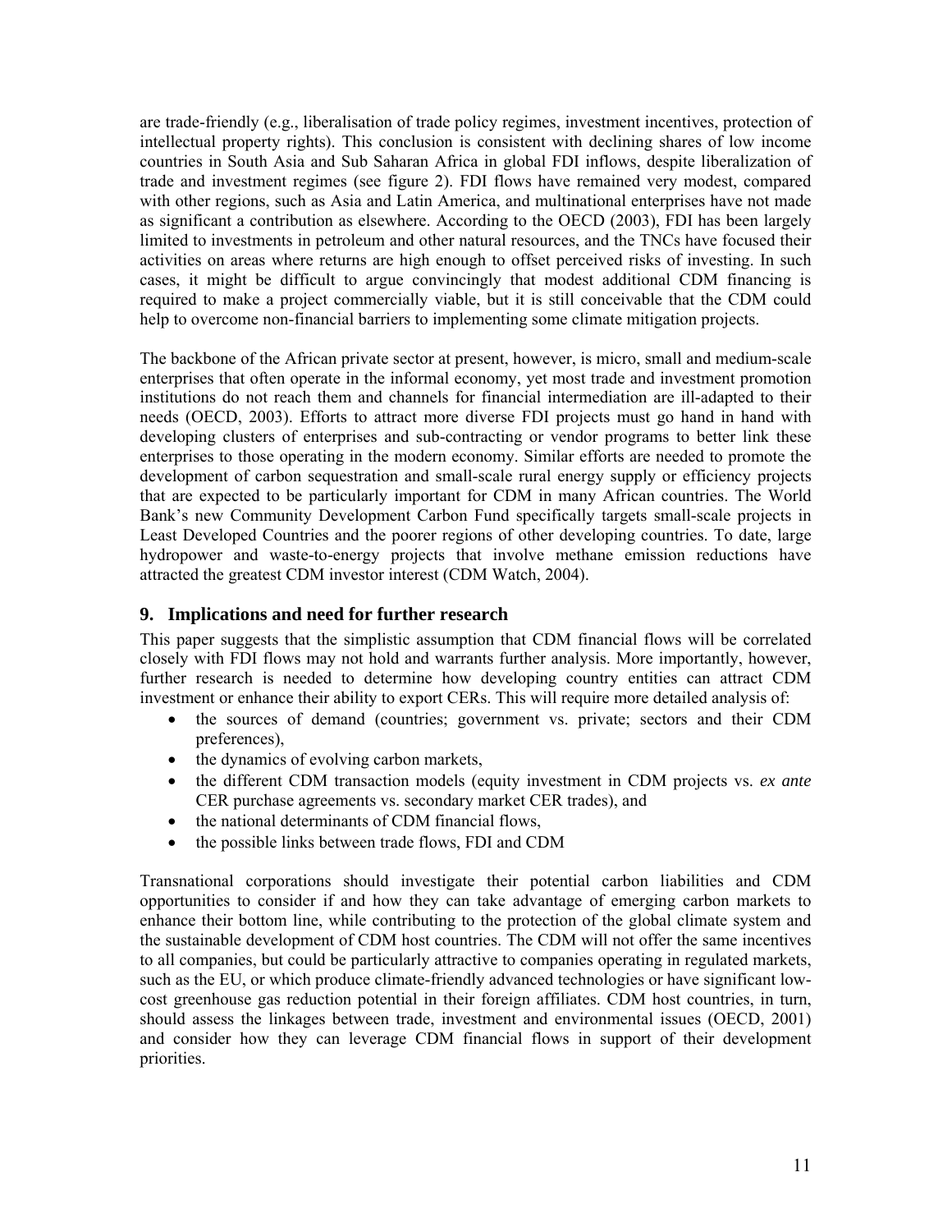are trade-friendly (e.g., liberalisation of trade policy regimes, investment incentives, protection of intellectual property rights). This conclusion is consistent with declining shares of low income countries in South Asia and Sub Saharan Africa in global FDI inflows, despite liberalization of trade and investment regimes (see figure 2). FDI flows have remained very modest, compared with other regions, such as Asia and Latin America, and multinational enterprises have not made as significant a contribution as elsewhere. According to the OECD (2003), FDI has been largely limited to investments in petroleum and other natural resources, and the TNCs have focused their activities on areas where returns are high enough to offset perceived risks of investing. In such cases, it might be difficult to argue convincingly that modest additional CDM financing is required to make a project commercially viable, but it is still conceivable that the CDM could help to overcome non-financial barriers to implementing some climate mitigation projects.

The backbone of the African private sector at present, however, is micro, small and medium-scale enterprises that often operate in the informal economy, yet most trade and investment promotion institutions do not reach them and channels for financial intermediation are ill-adapted to their needs (OECD, 2003). Efforts to attract more diverse FDI projects must go hand in hand with developing clusters of enterprises and sub-contracting or vendor programs to better link these enterprises to those operating in the modern economy. Similar efforts are needed to promote the development of carbon sequestration and small-scale rural energy supply or efficiency projects that are expected to be particularly important for CDM in many African countries. The World Bank's new Community Development Carbon Fund specifically targets small-scale projects in Least Developed Countries and the poorer regions of other developing countries. To date, large hydropower and waste-to-energy projects that involve methane emission reductions have attracted the greatest CDM investor interest (CDM Watch, 2004).

## 9. Implications and need for further research

This paper suggests that the simplistic assumption that CDM financial flows will be correlated closely with FDI flows may not hold and warrants further analysis. More importantly, however, further research is needed to determine how developing country entities can attract CDM investment or enhance their ability to export CERs. This will require more detailed analysis of:

- the sources of demand (countries; government vs. private; sectors and their CDM preferences),
- the dynamics of evolving carbon markets,
- the different CDM transaction models (equity investment in CDM projects vs. *ex ante* CER purchase agreements vs. secondary market CER trades), and
- the national determinants of CDM financial flows,
- the possible links between trade flows, FDI and CDM

Transnational corporations should investigate their potential carbon liabilities and CDM opportunities to consider if and how they can take advantage of emerging carbon markets to enhance their bottom line, while contributing to the protection of the global climate system and the sustainable development of CDM host countries. The CDM will not offer the same incentives to all companies, but could be particularly attractive to companies operating in regulated markets, such as the EU, or which produce climate-friendly advanced technologies or have significant low-cost greenhouse gas reduction potential in their foreign affiliates. CDM host countries, in turn, should assess the linkages between trade, investment and environmental issues (OECD, 2001) and consider how they can leverage CDM financial flows in support of their development priorities.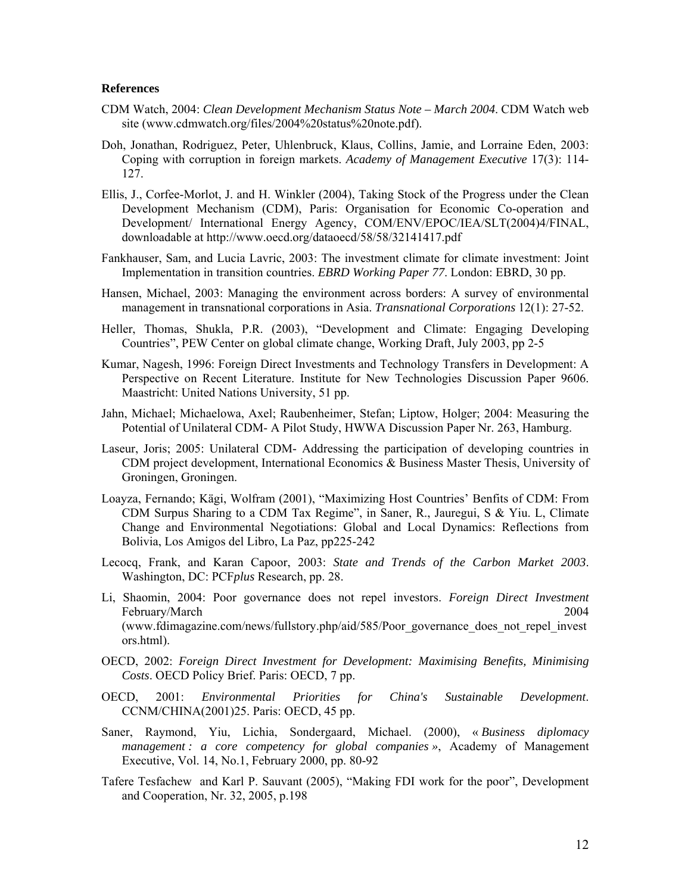**References**

CDM Watch, 2004: *Clean Development Mechanism Status Note – March 2004*. CDM Watch web site (www.cdmwatch.org/files/2004%20status%20note.pdf).

Doh, Jonathan, Rodriguez, Peter, Uhlenbruck, Klaus, Collins, Jamie, and Lorraine Eden, 2003: Coping with corruption in foreign markets. *Academy of Management Executive* 17(3): 114-127.

Ellis, J., Corfee-Morlot, J. and H. Winkler (2004), Taking Stock of the Progress under the Clean Development Mechanism (CDM), Paris: Organisation for Economic Co-operation and Development/ International Energy Agency, COM/ENV/EPOC/IEA/SLT(2004)4/FINAL, downloadable at http://www.oecd.org/dataoecd/58/58/32141417.pdf

Fankhauser, Sam, and Lucia Lavric, 2003: The investment climate for climate investment: Joint Implementation in transition countries. *EBRD Working Paper 77*. London: EBRD, 30 pp.

Hansen, Michael, 2003: Managing the environment across borders: A survey of environmental management in transnational corporations in Asia. *Transnational Corporations* 12(1): 27-52.

Heller, Thomas, Shukla, P.R. (2003), "Development and Climate: Engaging Developing Countries", PEW Center on global climate change, Working Draft, July 2003, pp 2-5

Kumar, Nagesh, 1996: Foreign Direct Investments and Technology Transfers in Development: A Perspective on Recent Literature. Institute for New Technologies Discussion Paper 9606. Maastricht: United Nations University, 51 pp.

Jahn, Michael; Michaelowa, Axel; Raubenheimer, Stefan; Liptow, Holger; 2004: Measuring the Potential of Unilateral CDM- A Pilot Study, HWWA Discussion Paper Nr. 263, Hamburg.

Laseur, Joris; 2005: Unilateral CDM- Addressing the participation of developing countries in CDM project development, International Economics & Business Master Thesis, University of Groningen, Groningen.

Loayza, Fernando; Kägi, Wolfram (2001), "Maximizing Host Countries' Benfits of CDM: From CDM Surpus Sharing to a CDM Tax Regime", in Saner, R., Jauregui, S & Yiu. L, Climate Change and Environmental Negotiations: Global and Local Dynamics: Reflections from Bolivia, Los Amigos del Libro, La Paz, pp225-242

Lecocq, Frank, and Karan Capoor, 2003: *State and Trends of the Carbon Market 2003*. Washington, DC: PCF*plus* Research, pp. 28.

Li, Shaomin, 2004: Poor governance does not repel investors. *Foreign Direct Investment* February/March 2004 (www.fdimagazine.com/news/fullstory.php/aid/585/Poor_governance_does_not_repel_investors.html).

OECD, 2002: *Foreign Direct Investment for Development: Maximising Benefits, Minimising Costs*. OECD Policy Brief. Paris: OECD, 7 pp.

OECD, 2001: *Environmental Priorities for China's Sustainable Development*. CCNM/CHINA(2001)25. Paris: OECD, 45 pp.

Saner, Raymond, Yiu, Lichia, Sondergaard, Michael. (2000), « *Business diplomacy management : a core competency for global companies* », Academy of Management Executive, Vol. 14, No.1, February 2000, pp. 80-92

Tafere Tesfachew and Karl P. Sauvant (2005), "Making FDI work for the poor", Development and Cooperation, Nr. 32, 2005, p.198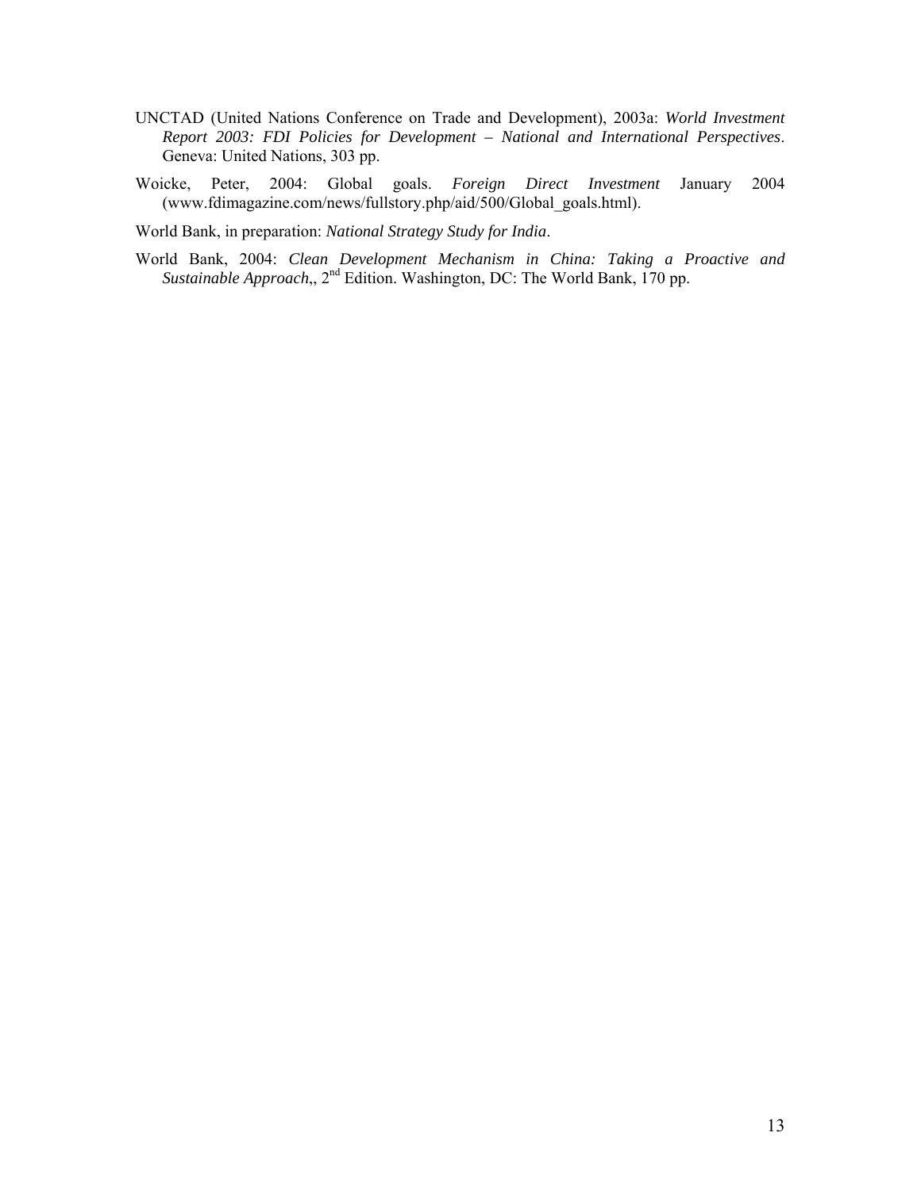UNCTAD (United Nations Conference on Trade and Development), 2003a: *World Investment Report 2003: FDI Policies for Development – National and International Perspectives*. Geneva: United Nations, 303 pp.

Woicke, Peter, 2004: Global goals. *Foreign Direct Investment* January 2004 (www.fdimagazine.com/news/fullstory.php/aid/500/Global_goals.html).

World Bank, in preparation: *National Strategy Study for India*.

World Bank, 2004: *Clean Development Mechanism in China: Taking a Proactive and Sustainable Approach*,, 2nd Edition. Washington, DC: The World Bank, 170 pp.